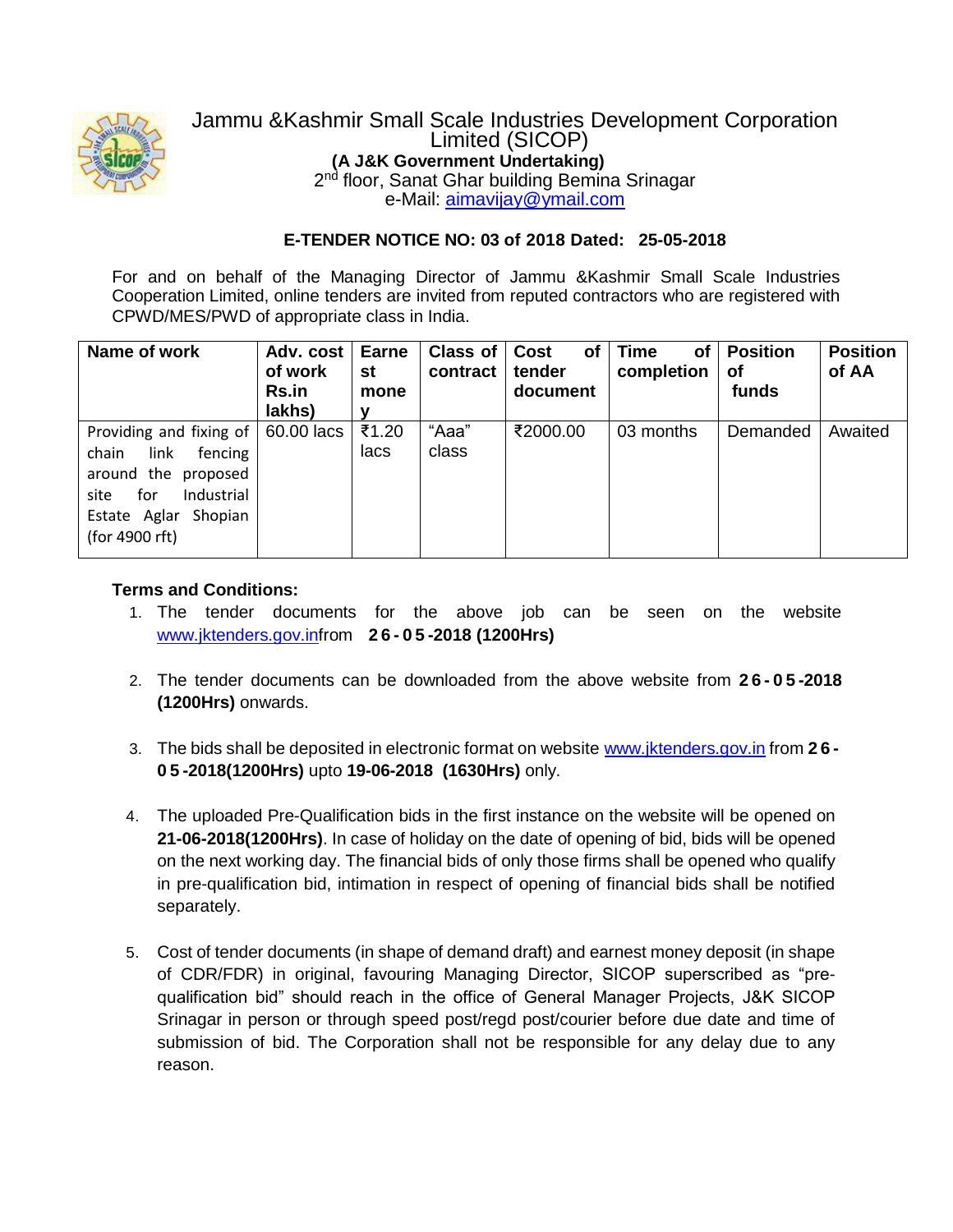# Jammu &Kashmir Small Scale Industries Development Corporation Limited (SICOP)

**(A J&K Government Undertaking)**

2nd floor, Sanat Ghar building Bemina Srinagar

e-Mail: aimavijay@ymail.com

## E-TENDER NOTICE NO: 03 of 2018 Dated: 25-05-2018

For and on behalf of the Managing Director of Jammu &Kashmir Small Scale Industries Cooperation Limited, online tenders are invited from reputed contractors who are registered with CPWD/MES/PWD of appropriate class in India.

| Name of work | Adv. cost of work Rs.in lakhs) | Earnest money | Class of contract | Cost of tender document | Time of completion | Position of funds | Position of AA |
|---|---|---|---|---|---|---|---|
| Providing and fixing of chain link fencing around the proposed site for Industrial Estate Aglar Shopian (for 4900 rft) | 60.00 lacs | ₹1.20 lacs | "Aaa" class | ₹2000.00 | 03 months | Demanded | Awaited |

**Terms and Conditions:**

1. The tender documents for the above job can be seen on the website www.jktenders.gov.infrom **26-05-2018 (1200Hrs)**

2. The tender documents can be downloaded from the above website from **26-05-2018 (1200Hrs)** onwards.

3. The bids shall be deposited in electronic format on website www.jktenders.gov.in from **26-05-2018(1200Hrs)** upto **19-06-2018 (1630Hrs)** only.

4. The uploaded Pre-Qualification bids in the first instance on the website will be opened on **21-06-2018(1200Hrs)**. In case of holiday on the date of opening of bid, bids will be opened on the next working day. The financial bids of only those firms shall be opened who qualify in pre-qualification bid, intimation in respect of opening of financial bids shall be notified separately.

5. Cost of tender documents (in shape of demand draft) and earnest money deposit (in shape of CDR/FDR) in original, favouring Managing Director, SICOP superscribed as "pre-qualification bid" should reach in the office of General Manager Projects, J&K SICOP Srinagar in person or through speed post/regd post/courier before due date and time of submission of bid. The Corporation shall not be responsible for any delay due to any reason.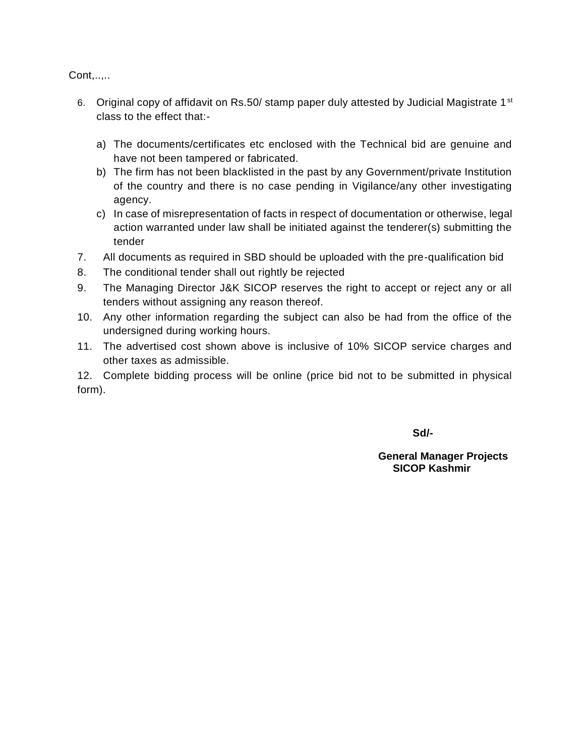Cont,..,..

6. Original copy of affidavit on Rs.50/ stamp paper duly attested by Judicial Magistrate 1st class to the effect that:-

   a) The documents/certificates etc enclosed with the Technical bid are genuine and have not been tampered or fabricated.
   b) The firm has not been blacklisted in the past by any Government/private Institution of the country and there is no case pending in Vigilance/any other investigating agency.
   c) In case of misrepresentation of facts in respect of documentation or otherwise, legal action warranted under law shall be initiated against the tenderer(s) submitting the tender

7. All documents as required in SBD should be uploaded with the pre-qualification bid
8. The conditional tender shall out rightly be rejected
9. The Managing Director J&K SICOP reserves the right to accept or reject any or all tenders without assigning any reason thereof.
10. Any other information regarding the subject can also be had from the office of the undersigned during working hours.
11. The advertised cost shown above is inclusive of 10% SICOP service charges and other taxes as admissible.
12. Complete bidding process will be online (price bid not to be submitted in physical form).

**Sd/-**

**General Manager Projects**
**SICOP Kashmir**